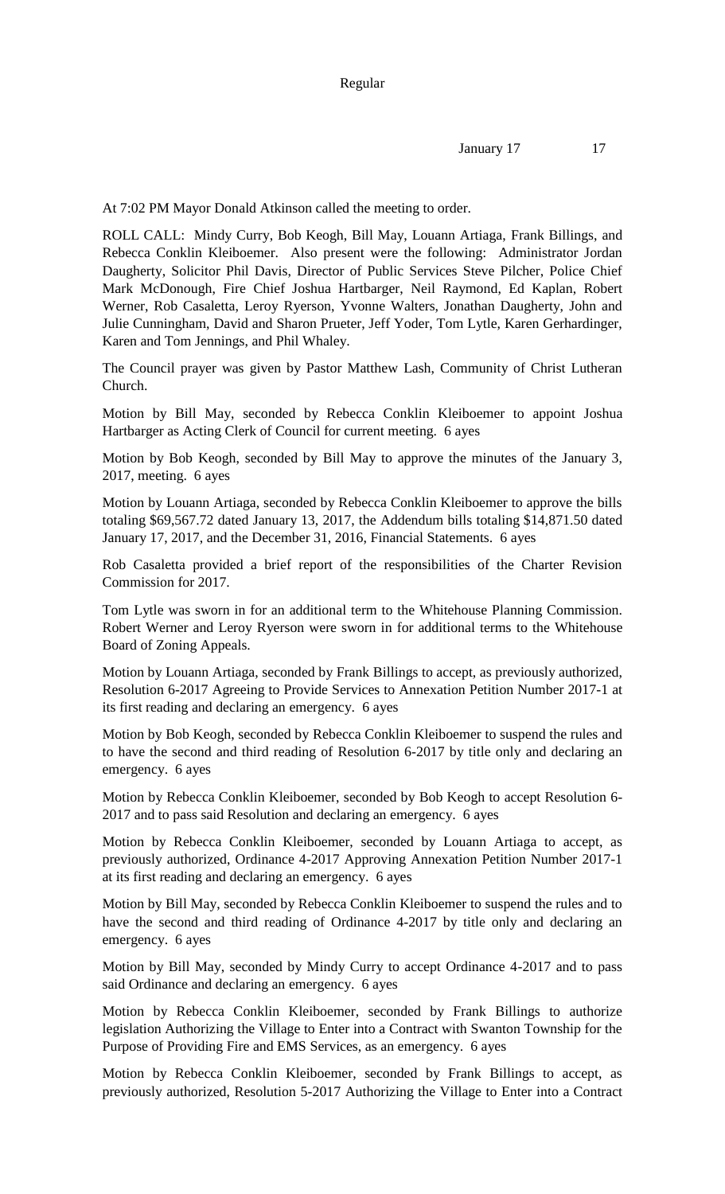Regular

January 17 17

At 7:02 PM Mayor Donald Atkinson called the meeting to order.

ROLL CALL: Mindy Curry, Bob Keogh, Bill May, Louann Artiaga, Frank Billings, and Rebecca Conklin Kleiboemer. Also present were the following: Administrator Jordan Daugherty, Solicitor Phil Davis, Director of Public Services Steve Pilcher, Police Chief Mark McDonough, Fire Chief Joshua Hartbarger, Neil Raymond, Ed Kaplan, Robert Werner, Rob Casaletta, Leroy Ryerson, Yvonne Walters, Jonathan Daugherty, John and Julie Cunningham, David and Sharon Prueter, Jeff Yoder, Tom Lytle, Karen Gerhardinger, Karen and Tom Jennings, and Phil Whaley.

The Council prayer was given by Pastor Matthew Lash, Community of Christ Lutheran Church.

Motion by Bill May, seconded by Rebecca Conklin Kleiboemer to appoint Joshua Hartbarger as Acting Clerk of Council for current meeting. 6 ayes

Motion by Bob Keogh, seconded by Bill May to approve the minutes of the January 3, 2017, meeting. 6 ayes

Motion by Louann Artiaga, seconded by Rebecca Conklin Kleiboemer to approve the bills totaling $69,567.72 dated January 13, 2017, the Addendum bills totaling $14,871.50 dated January 17, 2017, and the December 31, 2016, Financial Statements. 6 ayes

Rob Casaletta provided a brief report of the responsibilities of the Charter Revision Commission for 2017.

Tom Lytle was sworn in for an additional term to the Whitehouse Planning Commission. Robert Werner and Leroy Ryerson were sworn in for additional terms to the Whitehouse Board of Zoning Appeals.

Motion by Louann Artiaga, seconded by Frank Billings to accept, as previously authorized, Resolution 6-2017 Agreeing to Provide Services to Annexation Petition Number 2017-1 at its first reading and declaring an emergency. 6 ayes

Motion by Bob Keogh, seconded by Rebecca Conklin Kleiboemer to suspend the rules and to have the second and third reading of Resolution 6-2017 by title only and declaring an emergency. 6 ayes

Motion by Rebecca Conklin Kleiboemer, seconded by Bob Keogh to accept Resolution 6-2017 and to pass said Resolution and declaring an emergency. 6 ayes

Motion by Rebecca Conklin Kleiboemer, seconded by Louann Artiaga to accept, as previously authorized, Ordinance 4-2017 Approving Annexation Petition Number 2017-1 at its first reading and declaring an emergency. 6 ayes

Motion by Bill May, seconded by Rebecca Conklin Kleiboemer to suspend the rules and to have the second and third reading of Ordinance 4-2017 by title only and declaring an emergency. 6 ayes

Motion by Bill May, seconded by Mindy Curry to accept Ordinance 4-2017 and to pass said Ordinance and declaring an emergency. 6 ayes

Motion by Rebecca Conklin Kleiboemer, seconded by Frank Billings to authorize legislation Authorizing the Village to Enter into a Contract with Swanton Township for the Purpose of Providing Fire and EMS Services, as an emergency. 6 ayes

Motion by Rebecca Conklin Kleiboemer, seconded by Frank Billings to accept, as previously authorized, Resolution 5-2017 Authorizing the Village to Enter into a Contract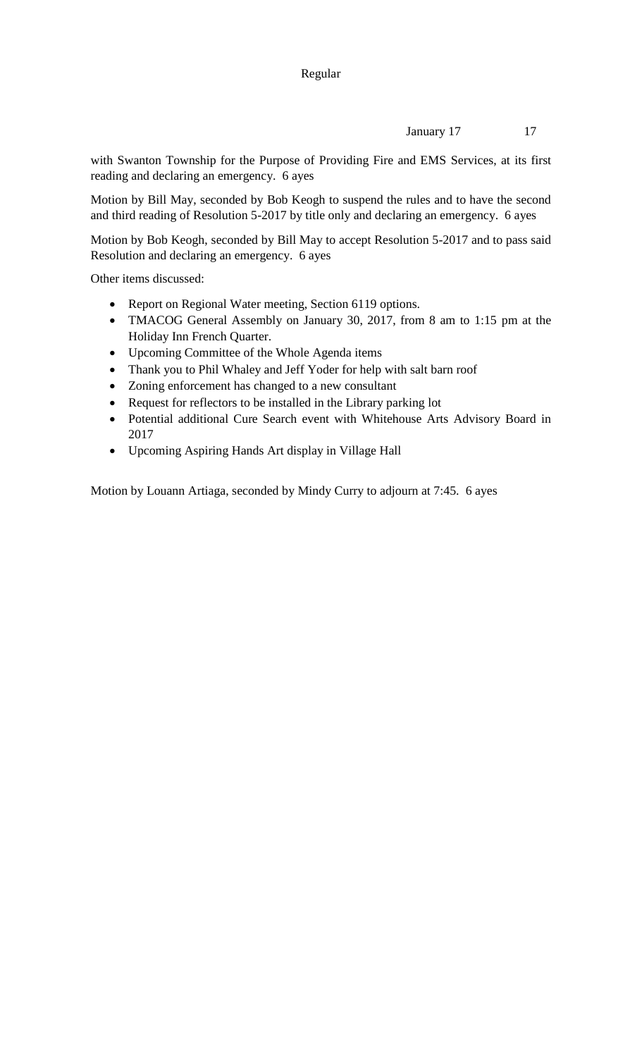with Swanton Township for the Purpose of Providing Fire and EMS Services, at its first reading and declaring an emergency. 6 ayes

Motion by Bill May, seconded by Bob Keogh to suspend the rules and to have the second and third reading of Resolution 5-2017 by title only and declaring an emergency. 6 ayes

Motion by Bob Keogh, seconded by Bill May to accept Resolution 5-2017 and to pass said Resolution and declaring an emergency. 6 ayes

Other items discussed:

- Report on Regional Water meeting, Section 6119 options.
- TMACOG General Assembly on January 30, 2017, from 8 am to 1:15 pm at the Holiday Inn French Quarter.
- Upcoming Committee of the Whole Agenda items
- Thank you to Phil Whaley and Jeff Yoder for help with salt barn roof
- Zoning enforcement has changed to a new consultant
- Request for reflectors to be installed in the Library parking lot
- Potential additional Cure Search event with Whitehouse Arts Advisory Board in 2017
- Upcoming Aspiring Hands Art display in Village Hall

Motion by Louann Artiaga, seconded by Mindy Curry to adjourn at 7:45. 6 ayes